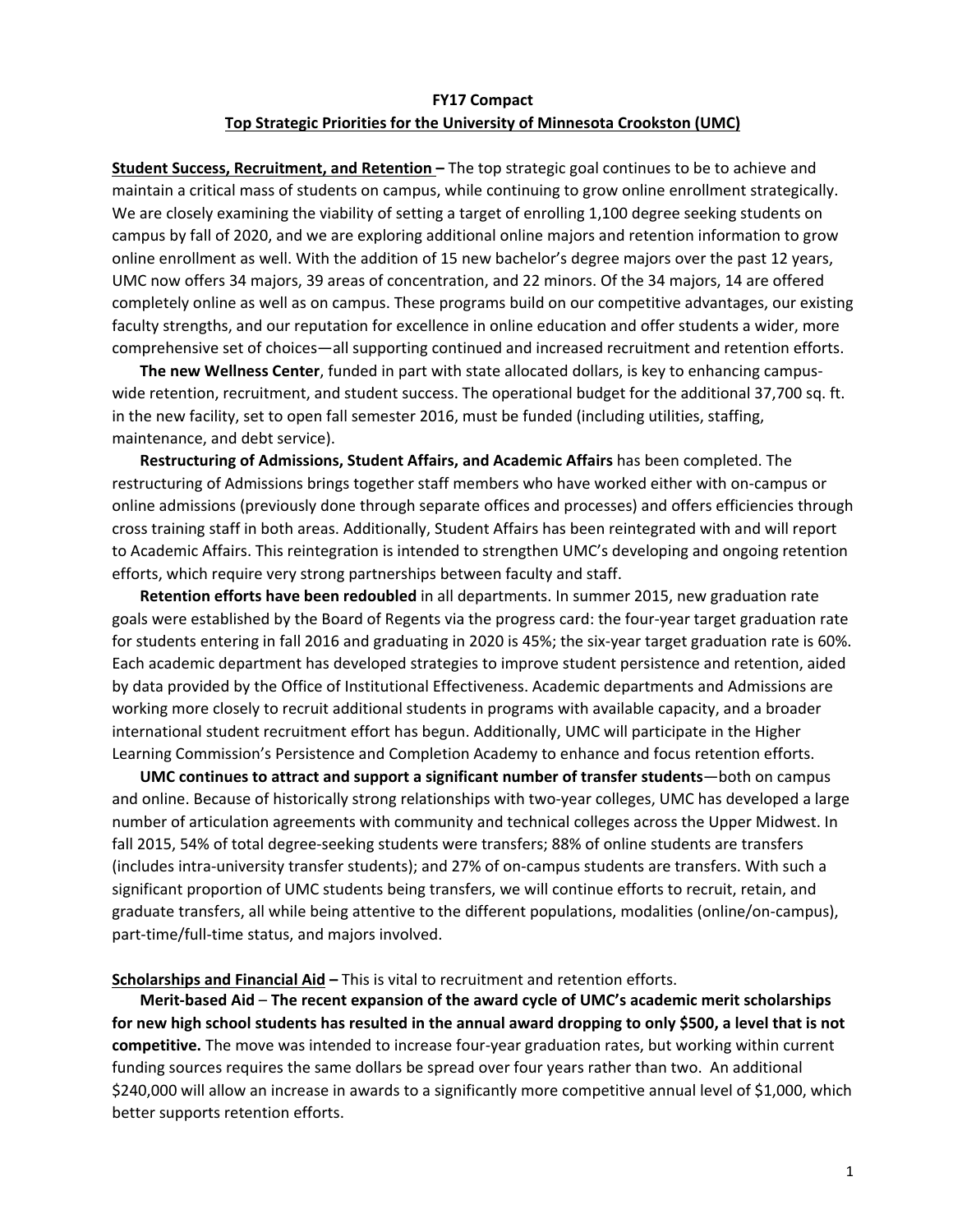**FY17 Compact**

**Top Strategic Priorities for the University of Minnesota Crookston (UMC)**

**Student Success, Recruitment, and Retention –** The top strategic goal continues to be to achieve and maintain a critical mass of students on campus, while continuing to grow online enrollment strategically. We are closely examining the viability of setting a target of enrolling 1,100 degree seeking students on campus by fall of 2020, and we are exploring additional online majors and retention information to grow online enrollment as well. With the addition of 15 new bachelor's degree majors over the past 12 years, UMC now offers 34 majors, 39 areas of concentration, and 22 minors. Of the 34 majors, 14 are offered completely online as well as on campus. These programs build on our competitive advantages, our existing faculty strengths, and our reputation for excellence in online education and offer students a wider, more comprehensive set of choices—all supporting continued and increased recruitment and retention efforts.

**The new Wellness Center**, funded in part with state allocated dollars, is key to enhancing campus-wide retention, recruitment, and student success. The operational budget for the additional 37,700 sq. ft. in the new facility, set to open fall semester 2016, must be funded (including utilities, staffing, maintenance, and debt service).

**Restructuring of Admissions, Student Affairs, and Academic Affairs** has been completed. The restructuring of Admissions brings together staff members who have worked either with on-campus or online admissions (previously done through separate offices and processes) and offers efficiencies through cross training staff in both areas. Additionally, Student Affairs has been reintegrated with and will report to Academic Affairs. This reintegration is intended to strengthen UMC's developing and ongoing retention efforts, which require very strong partnerships between faculty and staff.

**Retention efforts have been redoubled** in all departments. In summer 2015, new graduation rate goals were established by the Board of Regents via the progress card: the four-year target graduation rate for students entering in fall 2016 and graduating in 2020 is 45%; the six-year target graduation rate is 60%. Each academic department has developed strategies to improve student persistence and retention, aided by data provided by the Office of Institutional Effectiveness. Academic departments and Admissions are working more closely to recruit additional students in programs with available capacity, and a broader international student recruitment effort has begun. Additionally, UMC will participate in the Higher Learning Commission's Persistence and Completion Academy to enhance and focus retention efforts.

**UMC continues to attract and support a significant number of transfer students**—both on campus and online. Because of historically strong relationships with two-year colleges, UMC has developed a large number of articulation agreements with community and technical colleges across the Upper Midwest. In fall 2015, 54% of total degree-seeking students were transfers; 88% of online students are transfers (includes intra-university transfer students); and 27% of on-campus students are transfers. With such a significant proportion of UMC students being transfers, we will continue efforts to recruit, retain, and graduate transfers, all while being attentive to the different populations, modalities (online/on-campus), part-time/full-time status, and majors involved.

**Scholarships and Financial Aid –** This is vital to recruitment and retention efforts.

**Merit-based Aid** – **The recent expansion of the award cycle of UMC's academic merit scholarships for new high school students has resulted in the annual award dropping to only $500, a level that is not competitive.** The move was intended to increase four-year graduation rates, but working within current funding sources requires the same dollars be spread over four years rather than two. An additional $240,000 will allow an increase in awards to a significantly more competitive annual level of $1,000, which better supports retention efforts.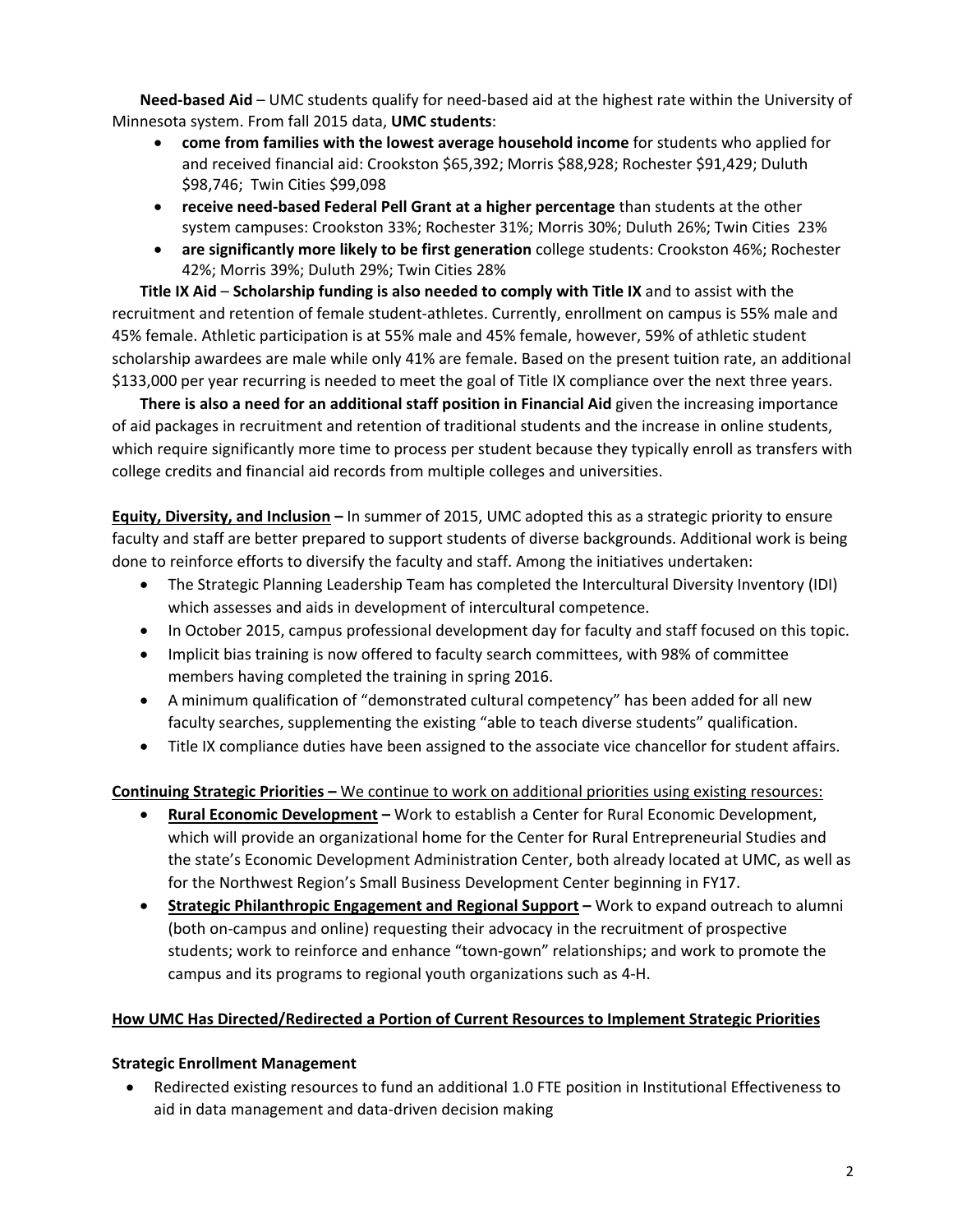**Need-based Aid** – UMC students qualify for need-based aid at the highest rate within the University of Minnesota system. From fall 2015 data, **UMC students**:

- **come from families with the lowest average household income** for students who applied for and received financial aid: Crookston $65,392; Morris $88,928; Rochester $91,429; Duluth $98,746; Twin Cities $99,098
- **receive need-based Federal Pell Grant at a higher percentage** than students at the other system campuses: Crookston 33%; Rochester 31%; Morris 30%; Duluth 26%; Twin Cities 23%
- **are significantly more likely to be first generation** college students: Crookston 46%; Rochester 42%; Morris 39%; Duluth 29%; Twin Cities 28%

**Title IX Aid** – **Scholarship funding is also needed to comply with Title IX** and to assist with the recruitment and retention of female student-athletes. Currently, enrollment on campus is 55% male and 45% female. Athletic participation is at 55% male and 45% female, however, 59% of athletic student scholarship awardees are male while only 41% are female. Based on the present tuition rate, an additional $133,000 per year recurring is needed to meet the goal of Title IX compliance over the next three years.

**There is also a need for an additional staff position in Financial Aid** given the increasing importance of aid packages in recruitment and retention of traditional students and the increase in online students, which require significantly more time to process per student because they typically enroll as transfers with college credits and financial aid records from multiple colleges and universities.

**Equity, Diversity, and Inclusion –** In summer of 2015, UMC adopted this as a strategic priority to ensure faculty and staff are better prepared to support students of diverse backgrounds. Additional work is being done to reinforce efforts to diversify the faculty and staff. Among the initiatives undertaken:

- The Strategic Planning Leadership Team has completed the Intercultural Diversity Inventory (IDI) which assesses and aids in development of intercultural competence.
- In October 2015, campus professional development day for faculty and staff focused on this topic.
- Implicit bias training is now offered to faculty search committees, with 98% of committee members having completed the training in spring 2016.
- A minimum qualification of "demonstrated cultural competency" has been added for all new faculty searches, supplementing the existing "able to teach diverse students" qualification.
- Title IX compliance duties have been assigned to the associate vice chancellor for student affairs.

**Continuing Strategic Priorities –** We continue to work on additional priorities using existing resources:

- **Rural Economic Development –** Work to establish a Center for Rural Economic Development, which will provide an organizational home for the Center for Rural Entrepreneurial Studies and the state's Economic Development Administration Center, both already located at UMC, as well as for the Northwest Region's Small Business Development Center beginning in FY17.
- **Strategic Philanthropic Engagement and Regional Support –** Work to expand outreach to alumni (both on-campus and online) requesting their advocacy in the recruitment of prospective students; work to reinforce and enhance "town-gown" relationships; and work to promote the campus and its programs to regional youth organizations such as 4-H.

## How UMC Has Directed/Redirected a Portion of Current Resources to Implement Strategic Priorities

### Strategic Enrollment Management

- Redirected existing resources to fund an additional 1.0 FTE position in Institutional Effectiveness to aid in data management and data-driven decision making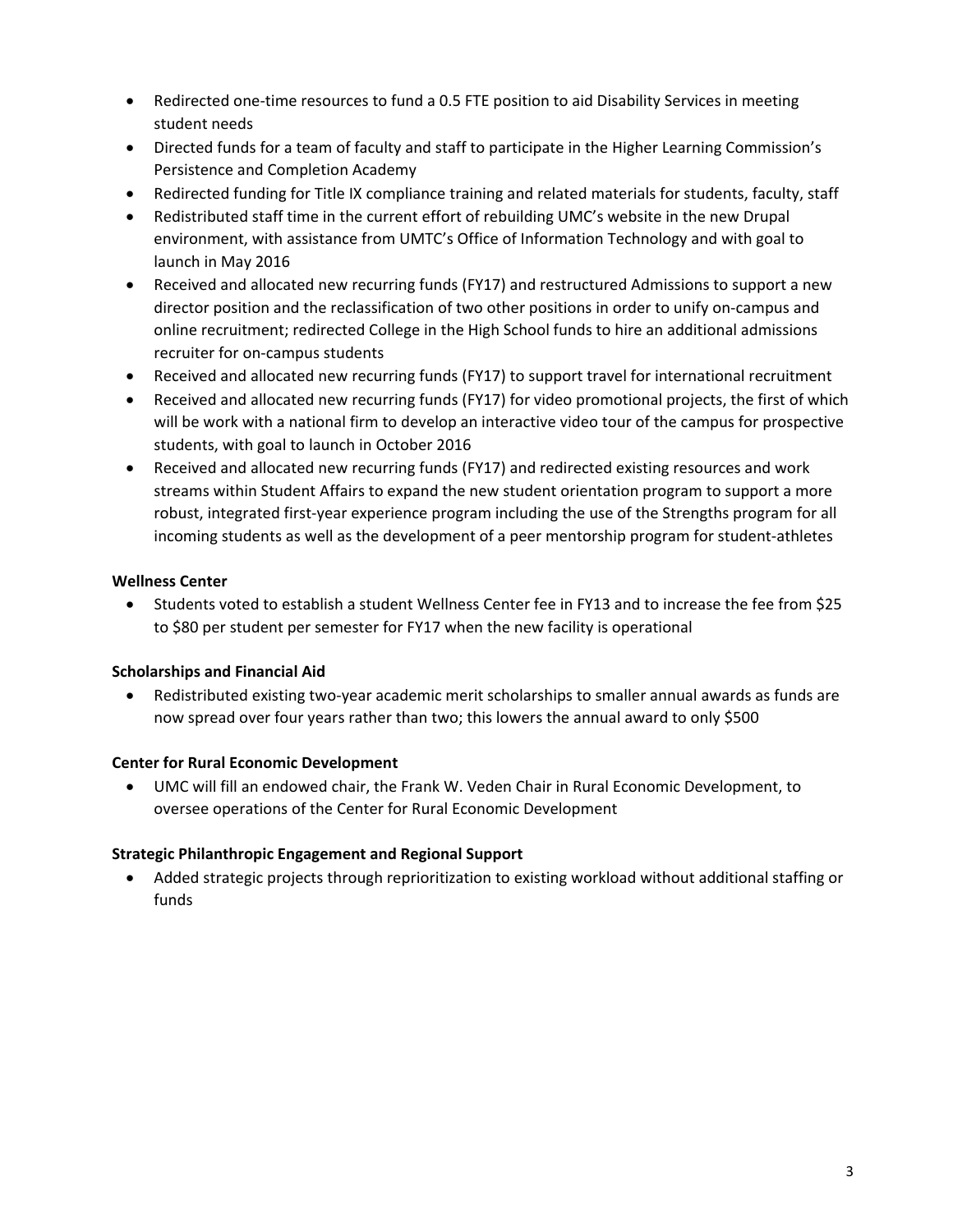- Redirected one-time resources to fund a 0.5 FTE position to aid Disability Services in meeting student needs
- Directed funds for a team of faculty and staff to participate in the Higher Learning Commission's Persistence and Completion Academy
- Redirected funding for Title IX compliance training and related materials for students, faculty, staff
- Redistributed staff time in the current effort of rebuilding UMC's website in the new Drupal environment, with assistance from UMTC's Office of Information Technology and with goal to launch in May 2016
- Received and allocated new recurring funds (FY17) and restructured Admissions to support a new director position and the reclassification of two other positions in order to unify on-campus and online recruitment; redirected College in the High School funds to hire an additional admissions recruiter for on-campus students
- Received and allocated new recurring funds (FY17) to support travel for international recruitment
- Received and allocated new recurring funds (FY17) for video promotional projects, the first of which will be work with a national firm to develop an interactive video tour of the campus for prospective students, with goal to launch in October 2016
- Received and allocated new recurring funds (FY17) and redirected existing resources and work streams within Student Affairs to expand the new student orientation program to support a more robust, integrated first-year experience program including the use of the Strengths program for all incoming students as well as the development of a peer mentorship program for student-athletes

**Wellness Center**

- Students voted to establish a student Wellness Center fee in FY13 and to increase the fee from $25 to $80 per student per semester for FY17 when the new facility is operational

**Scholarships and Financial Aid**

- Redistributed existing two-year academic merit scholarships to smaller annual awards as funds are now spread over four years rather than two; this lowers the annual award to only $500

**Center for Rural Economic Development**

- UMC will fill an endowed chair, the Frank W. Veden Chair in Rural Economic Development, to oversee operations of the Center for Rural Economic Development

**Strategic Philanthropic Engagement and Regional Support**

- Added strategic projects through reprioritization to existing workload without additional staffing or funds